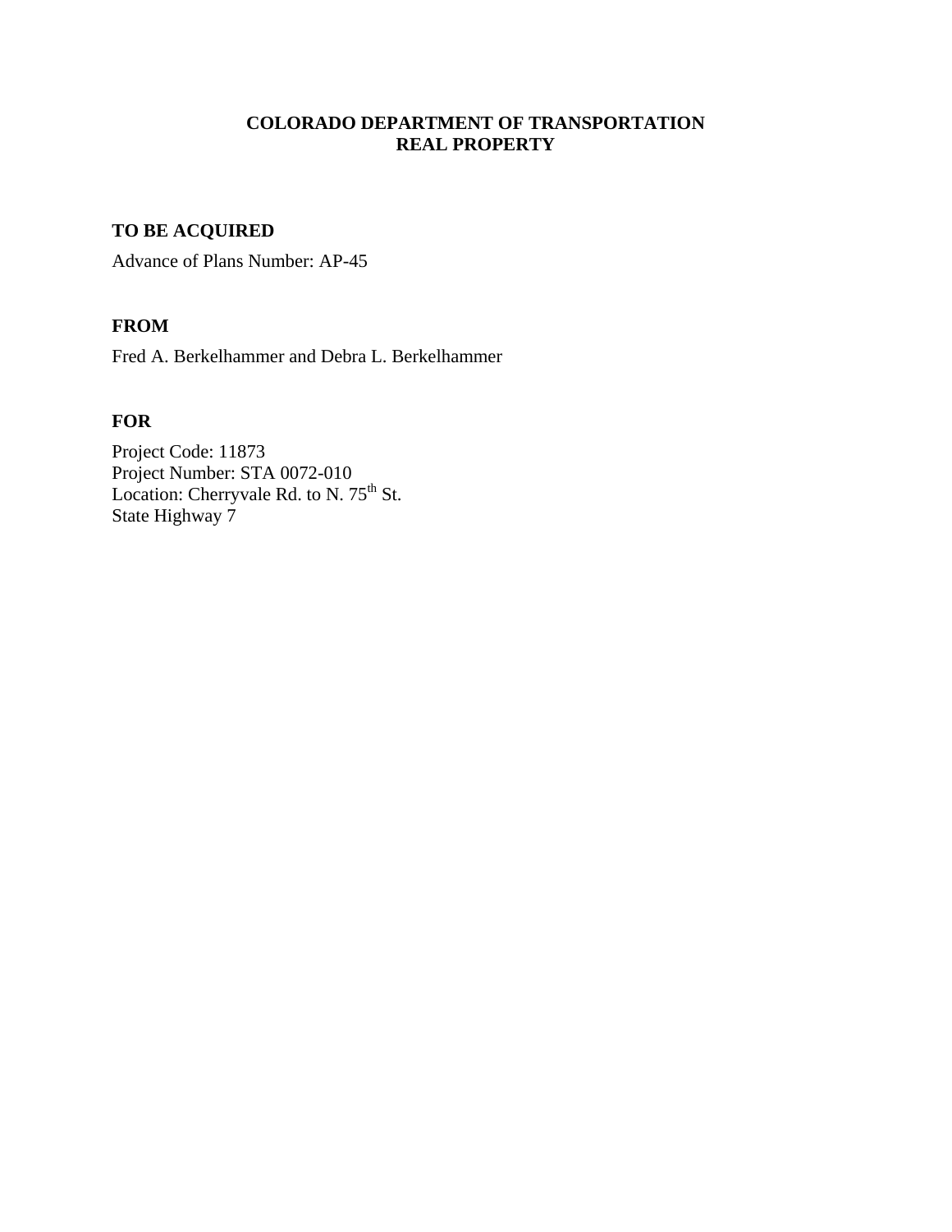# COLORADO DEPARTMENT OF TRANSPORTATION
# REAL PROPERTY

## TO BE ACQUIRED

Advance of Plans Number: AP-45

## FROM

Fred A. Berkelhammer and Debra L. Berkelhammer

## FOR

Project Code: 11873
Project Number: STA 0072-010
Location: Cherryvale Rd. to N. 75th St.
State Highway 7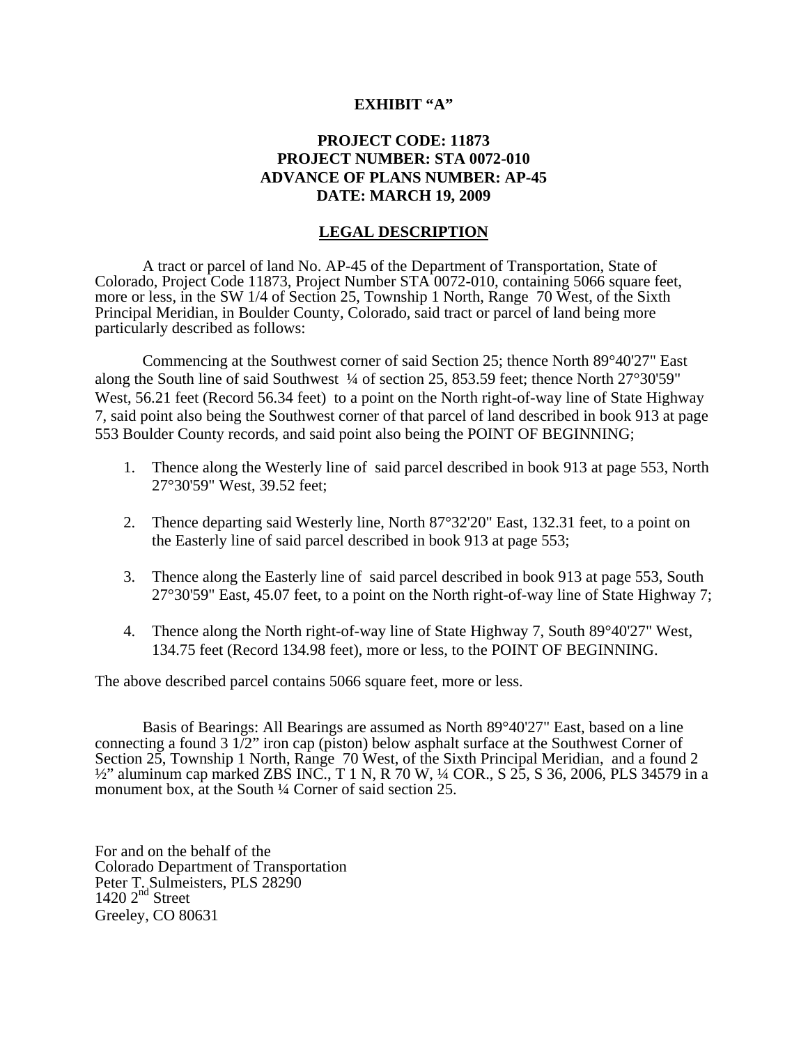**EXHIBIT "A"**

**PROJECT CODE: 11873**
**PROJECT NUMBER: STA 0072-010**
**ADVANCE OF PLANS NUMBER: AP-45**
**DATE: MARCH 19, 2009**

**LEGAL DESCRIPTION**

A tract or parcel of land No. AP-45 of the Department of Transportation, State of Colorado, Project Code 11873, Project Number STA 0072-010, containing 5066 square feet, more or less, in the SW 1/4 of Section 25, Township 1 North, Range 70 West, of the Sixth Principal Meridian, in Boulder County, Colorado, said tract or parcel of land being more particularly described as follows:

Commencing at the Southwest corner of said Section 25; thence North 89°40'27" East along the South line of said Southwest ¼ of section 25, 853.59 feet; thence North 27°30'59" West, 56.21 feet (Record 56.34 feet) to a point on the North right-of-way line of State Highway 7, said point also being the Southwest corner of that parcel of land described in book 913 at page 553 Boulder County records, and said point also being the POINT OF BEGINNING;

1. Thence along the Westerly line of said parcel described in book 913 at page 553, North 27°30'59" West, 39.52 feet;

2. Thence departing said Westerly line, North 87°32'20" East, 132.31 feet, to a point on the Easterly line of said parcel described in book 913 at page 553;

3. Thence along the Easterly line of said parcel described in book 913 at page 553, South 27°30'59" East, 45.07 feet, to a point on the North right-of-way line of State Highway 7;

4. Thence along the North right-of-way line of State Highway 7, South 89°40'27" West, 134.75 feet (Record 134.98 feet), more or less, to the POINT OF BEGINNING.

The above described parcel contains 5066 square feet, more or less.

Basis of Bearings: All Bearings are assumed as North 89°40'27" East, based on a line connecting a found 3 1/2" iron cap (piston) below asphalt surface at the Southwest Corner of Section 25, Township 1 North, Range 70 West, of the Sixth Principal Meridian, and a found 2 ½" aluminum cap marked ZBS INC., T 1 N, R 70 W, ¼ COR., S 25, S 36, 2006, PLS 34579 in a monument box, at the South ¼ Corner of said section 25.

For and on the behalf of the
Colorado Department of Transportation
Peter T. Sulmeisters, PLS 28290
1420 2nd Street
Greeley, CO 80631